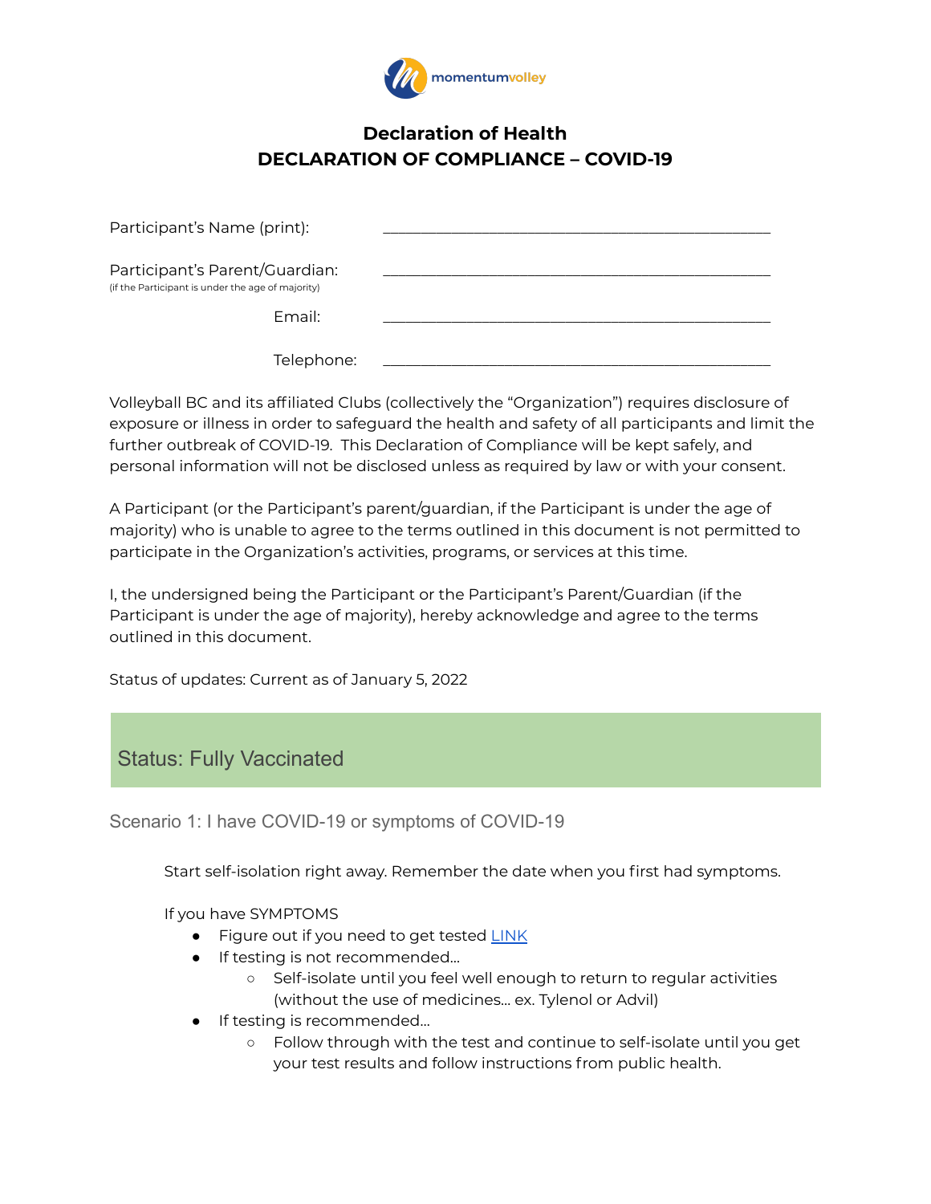momentumvolley

# Declaration of Health
# DECLARATION OF COMPLIANCE – COVID-19

Participant's Name (print): \_\_\_\_\_\_\_\_\_\_\_\_\_\_\_\_\_\_\_\_\_\_\_\_\_\_\_\_\_\_\_\_\_\_\_\_\_\_\_\_

Participant's Parent/Guardian: \_\_\_\_\_\_\_\_\_\_\_\_\_\_\_\_\_\_\_\_\_\_\_\_\_\_\_\_\_\_\_\_\_\_\_\_\_\_\_\_
(if the Participant is under the age of majority)

Email: \_\_\_\_\_\_\_\_\_\_\_\_\_\_\_\_\_\_\_\_\_\_\_\_\_\_\_\_\_\_\_\_\_\_\_\_\_\_\_\_

Telephone: \_\_\_\_\_\_\_\_\_\_\_\_\_\_\_\_\_\_\_\_\_\_\_\_\_\_\_\_\_\_\_\_\_\_\_\_\_\_\_\_

Volleyball BC and its affiliated Clubs (collectively the "Organization") requires disclosure of exposure or illness in order to safeguard the health and safety of all participants and limit the further outbreak of COVID-19. This Declaration of Compliance will be kept safely, and personal information will not be disclosed unless as required by law or with your consent.

A Participant (or the Participant's parent/guardian, if the Participant is under the age of majority) who is unable to agree to the terms outlined in this document is not permitted to participate in the Organization's activities, programs, or services at this time.

I, the undersigned being the Participant or the Participant's Parent/Guardian (if the Participant is under the age of majority), hereby acknowledge and agree to the terms outlined in this document.

Status of updates: Current as of January 5, 2022

## Status: Fully Vaccinated

### Scenario 1: I have COVID-19 or symptoms of COVID-19

Start self-isolation right away. Remember the date when you first had symptoms.

If you have SYMPTOMS

- Figure out if you need to get tested LINK
- If testing is not recommended…
  - Self-isolate until you feel well enough to return to regular activities (without the use of medicines… ex. Tylenol or Advil)
- If testing is recommended…
  - Follow through with the test and continue to self-isolate until you get your test results and follow instructions from public health.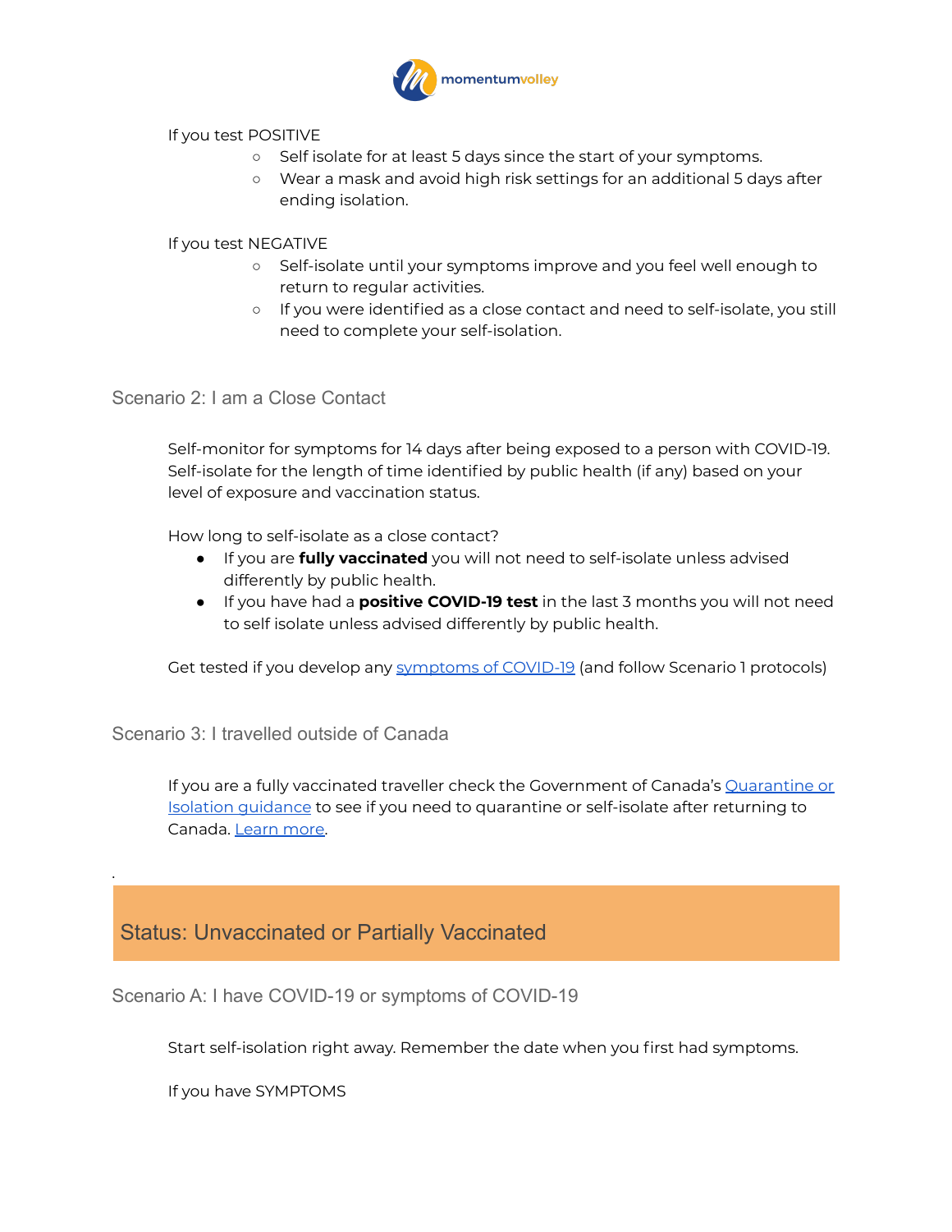If you test POSITIVE

- Self isolate for at least 5 days since the start of your symptoms.
- Wear a mask and avoid high risk settings for an additional 5 days after ending isolation.

If you test NEGATIVE

- Self-isolate until your symptoms improve and you feel well enough to return to regular activities.
- If you were identified as a close contact and need to self-isolate, you still need to complete your self-isolation.

### Scenario 2: I am a Close Contact

Self-monitor for symptoms for 14 days after being exposed to a person with COVID-19. Self-isolate for the length of time identified by public health (if any) based on your level of exposure and vaccination status.

How long to self-isolate as a close contact?

- If you are **fully vaccinated** you will not need to self-isolate unless advised differently by public health.
- If you have had a **positive COVID-19 test** in the last 3 months you will not need to self isolate unless advised differently by public health.

Get tested if you develop any [symptoms of COVID-19](#) (and follow Scenario 1 protocols)

### Scenario 3: I travelled outside of Canada

If you are a fully vaccinated traveller check the Government of Canada's [Quarantine or Isolation guidance](#) to see if you need to quarantine or self-isolate after returning to Canada. [Learn more](#).

.

## Status: Unvaccinated or Partially Vaccinated

### Scenario A: I have COVID-19 or symptoms of COVID-19

Start self-isolation right away. Remember the date when you first had symptoms.

If you have SYMPTOMS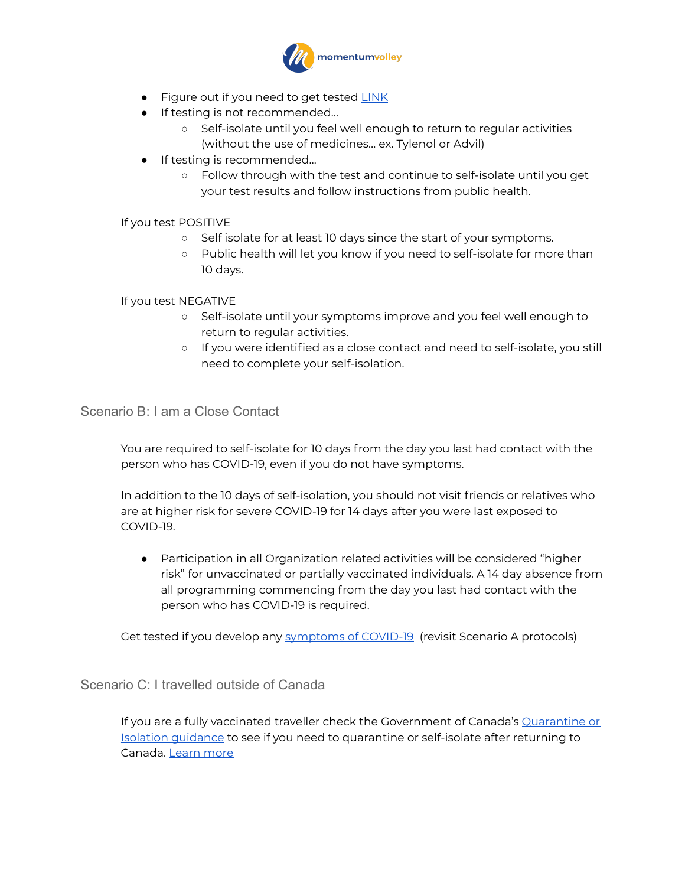- Figure out if you need to get tested [LINK]
- If testing is not recommended…
  - Self-isolate until you feel well enough to return to regular activities (without the use of medicines… ex. Tylenol or Advil)
- If testing is recommended…
  - Follow through with the test and continue to self-isolate until you get your test results and follow instructions from public health.

If you test POSITIVE

- Self isolate for at least 10 days since the start of your symptoms.
- Public health will let you know if you need to self-isolate for more than 10 days.

If you test NEGATIVE

- Self-isolate until your symptoms improve and you feel well enough to return to regular activities.
- If you were identified as a close contact and need to self-isolate, you still need to complete your self-isolation.

## Scenario B: I am a Close Contact

You are required to self-isolate for 10 days from the day you last had contact with the person who has COVID-19, even if you do not have symptoms.

In addition to the 10 days of self-isolation, you should not visit friends or relatives who are at higher risk for severe COVID-19 for 14 days after you were last exposed to COVID-19.

- Participation in all Organization related activities will be considered "higher risk" for unvaccinated or partially vaccinated individuals. A 14 day absence from all programming commencing from the day you last had contact with the person who has COVID-19 is required.

Get tested if you develop any symptoms of COVID-19 (revisit Scenario A protocols)

## Scenario C: I travelled outside of Canada

If you are a fully vaccinated traveller check the Government of Canada's Quarantine or Isolation guidance to see if you need to quarantine or self-isolate after returning to Canada. Learn more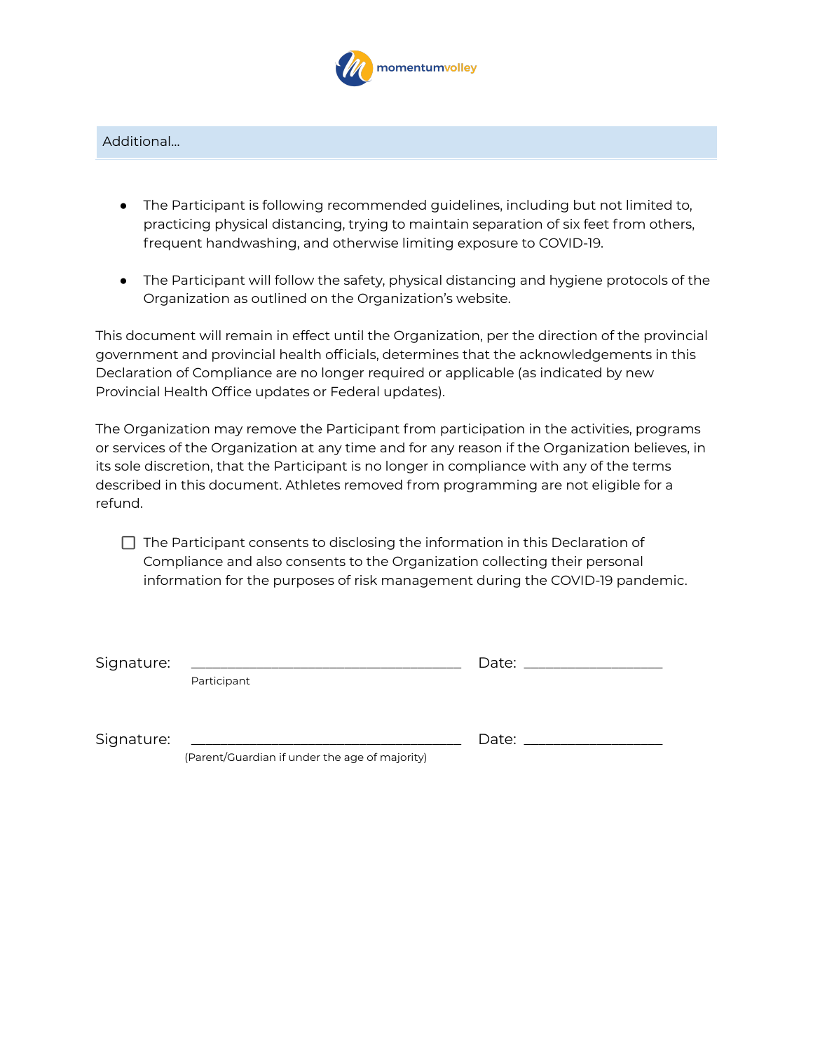momentumvolley

Additional...

- The Participant is following recommended guidelines, including but not limited to, practicing physical distancing, trying to maintain separation of six feet from others, frequent handwashing, and otherwise limiting exposure to COVID-19.

- The Participant will follow the safety, physical distancing and hygiene protocols of the Organization as outlined on the Organization's website.

This document will remain in effect until the Organization, per the direction of the provincial government and provincial health officials, determines that the acknowledgements in this Declaration of Compliance are no longer required or applicable (as indicated by new Provincial Health Office updates or Federal updates).

The Organization may remove the Participant from participation in the activities, programs or services of the Organization at any time and for any reason if the Organization believes, in its sole discretion, that the Participant is no longer in compliance with any of the terms described in this document. Athletes removed from programming are not eligible for a refund.

☐ The Participant consents to disclosing the information in this Declaration of Compliance and also consents to the Organization collecting their personal information for the purposes of risk management during the COVID-19 pandemic.

Signature: ______________________________ Date: ________________
Participant

Signature: ______________________________ Date: ________________
(Parent/Guardian if under the age of majority)